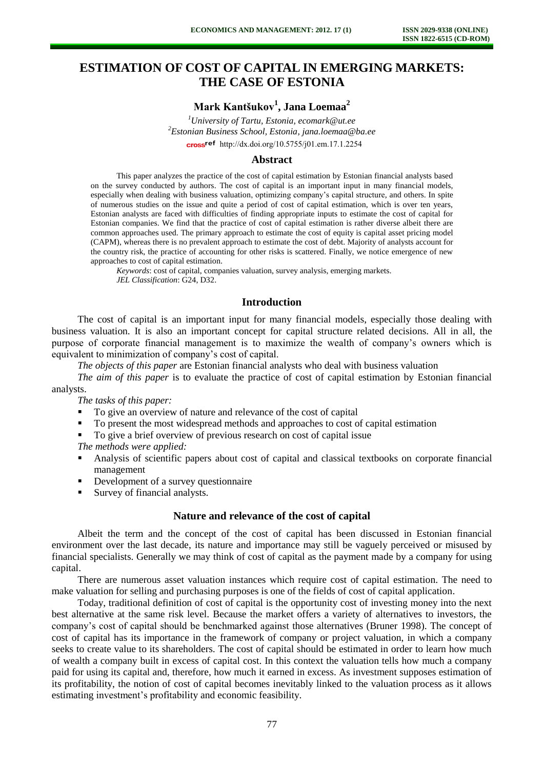# ESTIMATION OF COST OF CAPITAL IN EMERGING MARKETS: THE CASE OF ESTONIA

**Mark Kantšukov[1], Jana Loemaa[2]**

[1]*University of Tartu, Estonia, ecomark@ut.ee*
[2]*Estonian Business School, Estonia, jana.loemaa@ba.ee*
http://dx.doi.org/10.5755/j01.em.17.1.2254

## Abstract

This paper analyzes the practice of the cost of capital estimation by Estonian financial analysts based on the survey conducted by authors. The cost of capital is an important input in many financial models, especially when dealing with business valuation, optimizing company's capital structure, and others. In spite of numerous studies on the issue and quite a period of cost of capital estimation, which is over ten years, Estonian analysts are faced with difficulties of finding appropriate inputs to estimate the cost of capital for Estonian companies. We find that the practice of cost of capital estimation is rather diverse albeit there are common approaches used. The primary approach to estimate the cost of equity is capital asset pricing model (CAPM), whereas there is no prevalent approach to estimate the cost of debt. Majority of analysts account for the country risk, the practice of accounting for other risks is scattered. Finally, we notice emergence of new approaches to cost of capital estimation.

*Keywords*: cost of capital, companies valuation, survey analysis, emerging markets.
*JEL Classification*: G24, D32.

## Introduction

The cost of capital is an important input for many financial models, especially those dealing with business valuation. It is also an important concept for capital structure related decisions. All in all, the purpose of corporate financial management is to maximize the wealth of company's owners which is equivalent to minimization of company's cost of capital.

*The objects of this paper* are Estonian financial analysts who deal with business valuation

*The aim of this paper* is to evaluate the practice of cost of capital estimation by Estonian financial analysts.

*The tasks of this paper:*

- To give an overview of nature and relevance of the cost of capital
- To present the most widespread methods and approaches to cost of capital estimation
- To give a brief overview of previous research on cost of capital issue

*The methods were applied:*

- Analysis of scientific papers about cost of capital and classical textbooks on corporate financial management
- Development of a survey questionnaire
- Survey of financial analysts.

## Nature and relevance of the cost of capital

Albeit the term and the concept of the cost of capital has been discussed in Estonian financial environment over the last decade, its nature and importance may still be vaguely perceived or misused by financial specialists. Generally we may think of cost of capital as the payment made by a company for using capital.

There are numerous asset valuation instances which require cost of capital estimation. The need to make valuation for selling and purchasing purposes is one of the fields of cost of capital application.

Today, traditional definition of cost of capital is the opportunity cost of investing money into the next best alternative at the same risk level. Because the market offers a variety of alternatives to investors, the company's cost of capital should be benchmarked against those alternatives (Bruner 1998). The concept of cost of capital has its importance in the framework of company or project valuation, in which a company seeks to create value to its shareholders. The cost of capital should be estimated in order to learn how much of wealth a company built in excess of capital cost. In this context the valuation tells how much a company paid for using its capital and, therefore, how much it earned in excess. As investment supposes estimation of its profitability, the notion of cost of capital becomes inevitably linked to the valuation process as it allows estimating investment's profitability and economic feasibility.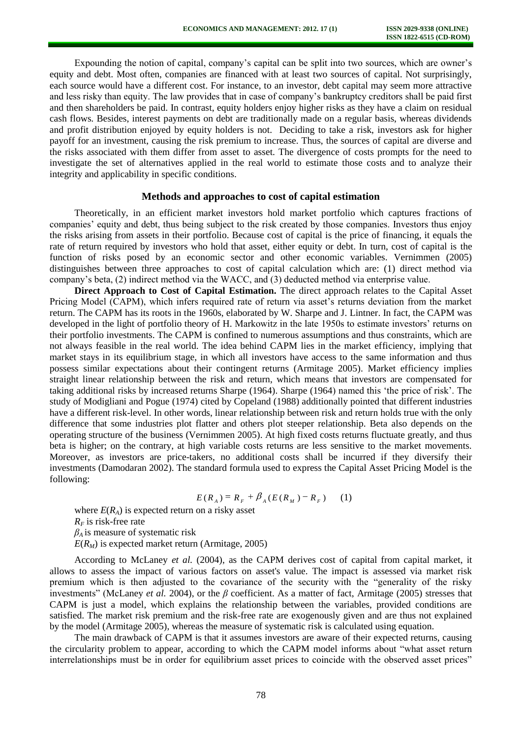Expounding the notion of capital, company's capital can be split into two sources, which are owner's equity and debt. Most often, companies are financed with at least two sources of capital. Not surprisingly, each source would have a different cost. For instance, to an investor, debt capital may seem more attractive and less risky than equity. The law provides that in case of company's bankruptcy creditors shall be paid first and then shareholders be paid. In contrast, equity holders enjoy higher risks as they have a claim on residual cash flows. Besides, interest payments on debt are traditionally made on a regular basis, whereas dividends and profit distribution enjoyed by equity holders is not. Deciding to take a risk, investors ask for higher payoff for an investment, causing the risk premium to increase. Thus, the sources of capital are diverse and the risks associated with them differ from asset to asset. The divergence of costs prompts for the need to investigate the set of alternatives applied in the real world to estimate those costs and to analyze their integrity and applicability in specific conditions.

## Methods and approaches to cost of capital estimation

Theoretically, in an efficient market investors hold market portfolio which captures fractions of companies' equity and debt, thus being subject to the risk created by those companies. Investors thus enjoy the risks arising from assets in their portfolio. Because cost of capital is the price of financing, it equals the rate of return required by investors who hold that asset, either equity or debt. In turn, cost of capital is the function of risks posed by an economic sector and other economic variables. Vernimmen (2005) distinguishes between three approaches to cost of capital calculation which are: (1) direct method via company's beta, (2) indirect method via the WACC, and (3) deducted method via enterprise value.

**Direct Approach to Cost of Capital Estimation.** The direct approach relates to the Capital Asset Pricing Model (CAPM), which infers required rate of return via asset's returns deviation from the market return. The CAPM has its roots in the 1960s, elaborated by W. Sharpe and J. Lintner. In fact, the CAPM was developed in the light of portfolio theory of H. Markowitz in the late 1950s to estimate investors' returns on their portfolio investments. The CAPM is confined to numerous assumptions and thus constraints, which are not always feasible in the real world. The idea behind CAPM lies in the market efficiency, implying that market stays in its equilibrium stage, in which all investors have access to the same information and thus possess similar expectations about their contingent returns (Armitage 2005). Market efficiency implies straight linear relationship between the risk and return, which means that investors are compensated for taking additional risks by increased returns Sharpe (1964). Sharpe (1964) named this 'the price of risk'. The study of Modigliani and Pogue (1974) cited by Copeland (1988) additionally pointed that different industries have a different risk-level. In other words, linear relationship between risk and return holds true with the only difference that some industries plot flatter and others plot steeper relationship. Beta also depends on the operating structure of the business (Vernimmen 2005). At high fixed costs returns fluctuate greatly, and thus beta is higher; on the contrary, at high variable costs returns are less sensitive to the market movements. Moreover, as investors are price-takers, no additional costs shall be incurred if they diversify their investments (Damodaran 2002). The standard formula used to express the Capital Asset Pricing Model is the following:

$$E(R_A) = R_F + \beta_A (E(R_M) - R_F) \qquad (1)$$

where $E(R_A)$ is expected return on a risky asset
$R_F$ is risk-free rate
$\beta_A$ is measure of systematic risk
$E(R_M)$ is expected market return (Armitage, 2005)

According to McLaney *et al.* (2004), as the CAPM derives cost of capital from capital market, it allows to assess the impact of various factors on asset's value. The impact is assessed via market risk premium which is then adjusted to the covariance of the security with the "generality of the risky investments" (McLaney *et al.* 2004), or the $\beta$ coefficient. As a matter of fact, Armitage (2005) stresses that CAPM is just a model, which explains the relationship between the variables, provided conditions are satisfied. The market risk premium and the risk-free rate are exogenously given and are thus not explained by the model (Armitage 2005), whereas the measure of systematic risk is calculated using equation.

The main drawback of CAPM is that it assumes investors are aware of their expected returns, causing the circularity problem to appear, according to which the CAPM model informs about "what asset return interrelationships must be in order for equilibrium asset prices to coincide with the observed asset prices"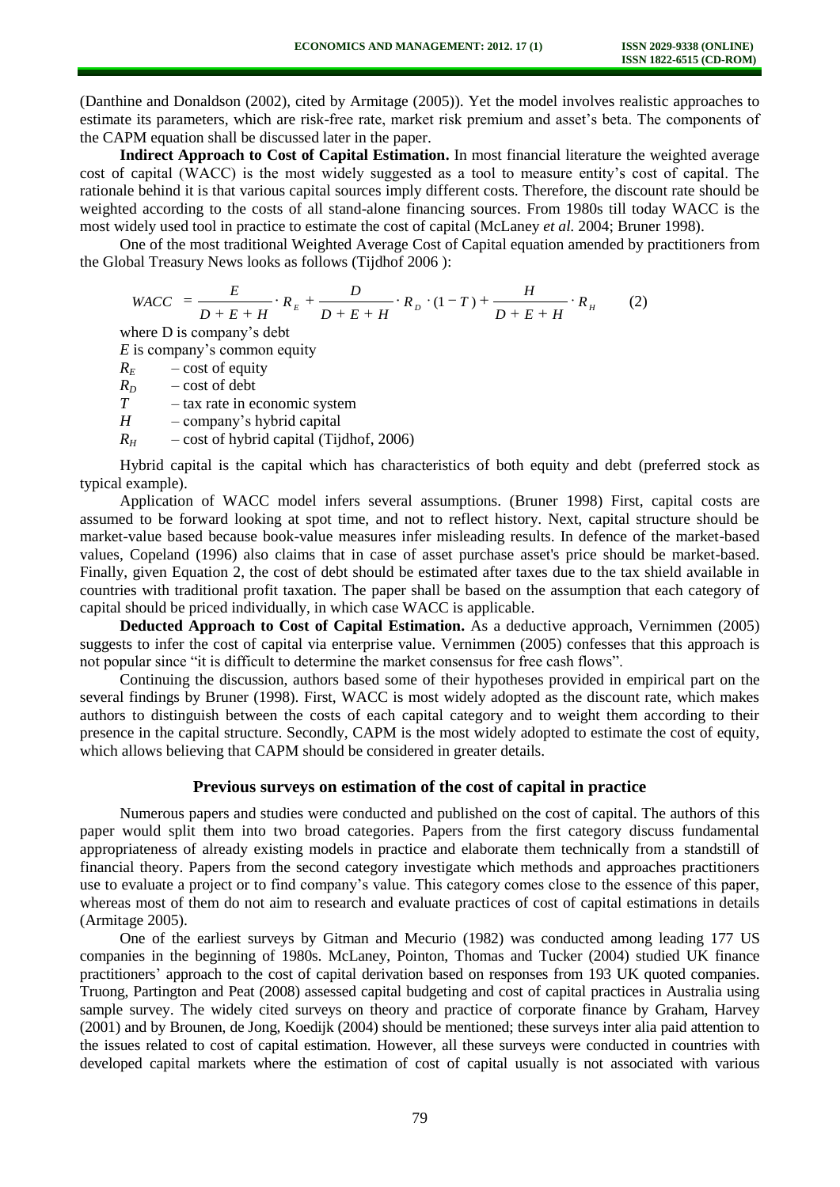(Danthine and Donaldson (2002), cited by Armitage (2005)). Yet the model involves realistic approaches to estimate its parameters, which are risk-free rate, market risk premium and asset's beta. The components of the CAPM equation shall be discussed later in the paper.

**Indirect Approach to Cost of Capital Estimation.** In most financial literature the weighted average cost of capital (WACC) is the most widely suggested as a tool to measure entity's cost of capital. The rationale behind it is that various capital sources imply different costs. Therefore, the discount rate should be weighted according to the costs of all stand-alone financing sources. From 1980s till today WACC is the most widely used tool in practice to estimate the cost of capital (McLaney *et al.* 2004; Bruner 1998).

One of the most traditional Weighted Average Cost of Capital equation amended by practitioners from the Global Treasury News looks as follows (Tijdhof 2006 ):

$$WACC = \frac{E}{D+E+H} \cdot R_E + \frac{D}{D+E+H} \cdot R_D \cdot (1-T) + \frac{H}{D+E+H} \cdot R_H \qquad (2)$$

where D is company's debt

$E$ is company's common equity

$R_E$ – cost of equity

$R_D$ – cost of debt

$T$ – tax rate in economic system

$H$ – company's hybrid capital

$R_H$ – cost of hybrid capital (Tijdhof, 2006)

Hybrid capital is the capital which has characteristics of both equity and debt (preferred stock as typical example).

Application of WACC model infers several assumptions. (Bruner 1998) First, capital costs are assumed to be forward looking at spot time, and not to reflect history. Next, capital structure should be market-value based because book-value measures infer misleading results. In defence of the market-based values, Copeland (1996) also claims that in case of asset purchase asset's price should be market-based. Finally, given Equation 2, the cost of debt should be estimated after taxes due to the tax shield available in countries with traditional profit taxation. The paper shall be based on the assumption that each category of capital should be priced individually, in which case WACC is applicable.

**Deducted Approach to Cost of Capital Estimation.** As a deductive approach, Vernimmen (2005) suggests to infer the cost of capital via enterprise value. Vernimmen (2005) confesses that this approach is not popular since "it is difficult to determine the market consensus for free cash flows".

Continuing the discussion, authors based some of their hypotheses provided in empirical part on the several findings by Bruner (1998). First, WACC is most widely adopted as the discount rate, which makes authors to distinguish between the costs of each capital category and to weight them according to their presence in the capital structure. Secondly, CAPM is the most widely adopted to estimate the cost of equity, which allows believing that CAPM should be considered in greater details.

## Previous surveys on estimation of the cost of capital in practice

Numerous papers and studies were conducted and published on the cost of capital. The authors of this paper would split them into two broad categories. Papers from the first category discuss fundamental appropriateness of already existing models in practice and elaborate them technically from a standstill of financial theory. Papers from the second category investigate which methods and approaches practitioners use to evaluate a project or to find company's value. This category comes close to the essence of this paper, whereas most of them do not aim to research and evaluate practices of cost of capital estimations in details (Armitage 2005).

One of the earliest surveys by Gitman and Mecurio (1982) was conducted among leading 177 US companies in the beginning of 1980s. McLaney, Pointon, Thomas and Tucker (2004) studied UK finance practitioners' approach to the cost of capital derivation based on responses from 193 UK quoted companies. Truong, Partington and Peat (2008) assessed capital budgeting and cost of capital practices in Australia using sample survey. The widely cited surveys on theory and practice of corporate finance by Graham, Harvey (2001) and by Brounen, de Jong, Koedijk (2004) should be mentioned; these surveys inter alia paid attention to the issues related to cost of capital estimation. However, all these surveys were conducted in countries with developed capital markets where the estimation of cost of capital usually is not associated with various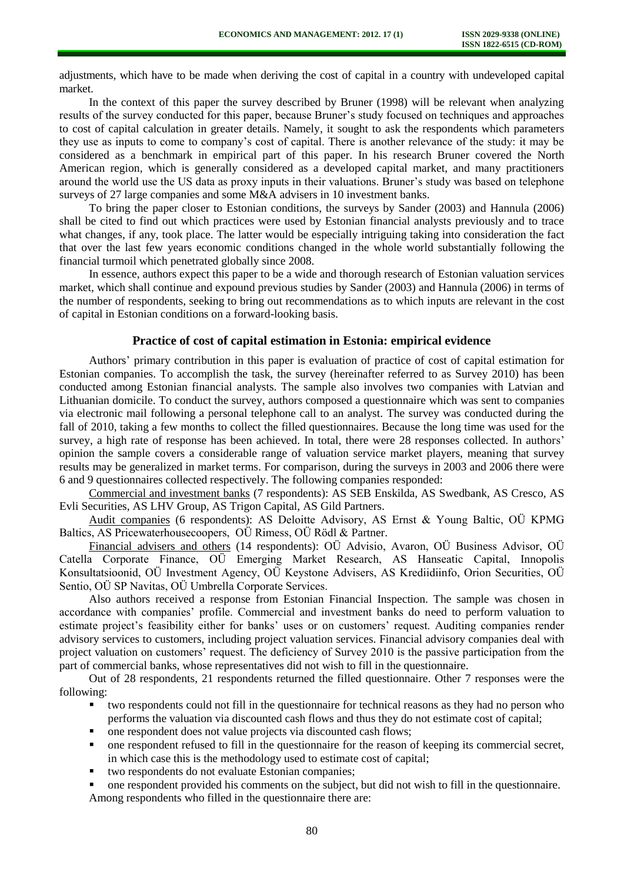adjustments, which have to be made when deriving the cost of capital in a country with undeveloped capital market.

In the context of this paper the survey described by Bruner (1998) will be relevant when analyzing results of the survey conducted for this paper, because Bruner's study focused on techniques and approaches to cost of capital calculation in greater details. Namely, it sought to ask the respondents which parameters they use as inputs to come to company's cost of capital. There is another relevance of the study: it may be considered as a benchmark in empirical part of this paper. In his research Bruner covered the North American region, which is generally considered as a developed capital market, and many practitioners around the world use the US data as proxy inputs in their valuations. Bruner's study was based on telephone surveys of 27 large companies and some M&A advisers in 10 investment banks.

To bring the paper closer to Estonian conditions, the surveys by Sander (2003) and Hannula (2006) shall be cited to find out which practices were used by Estonian financial analysts previously and to trace what changes, if any, took place. The latter would be especially intriguing taking into consideration the fact that over the last few years economic conditions changed in the whole world substantially following the financial turmoil which penetrated globally since 2008.

In essence, authors expect this paper to be a wide and thorough research of Estonian valuation services market, which shall continue and expound previous studies by Sander (2003) and Hannula (2006) in terms of the number of respondents, seeking to bring out recommendations as to which inputs are relevant in the cost of capital in Estonian conditions on a forward-looking basis.

## Practice of cost of capital estimation in Estonia: empirical evidence

Authors' primary contribution in this paper is evaluation of practice of cost of capital estimation for Estonian companies. To accomplish the task, the survey (hereinafter referred to as Survey 2010) has been conducted among Estonian financial analysts. The sample also involves two companies with Latvian and Lithuanian domicile. To conduct the survey, authors composed a questionnaire which was sent to companies via electronic mail following a personal telephone call to an analyst. The survey was conducted during the fall of 2010, taking a few months to collect the filled questionnaires. Because the long time was used for the survey, a high rate of response has been achieved. In total, there were 28 responses collected. In authors' opinion the sample covers a considerable range of valuation service market players, meaning that survey results may be generalized in market terms. For comparison, during the surveys in 2003 and 2006 there were 6 and 9 questionnaires collected respectively. The following companies responded:

Commercial and investment banks (7 respondents): AS SEB Enskilda, AS Swedbank, AS Cresco, AS Evli Securities, AS LHV Group, AS Trigon Capital, AS Gild Partners.

Audit companies (6 respondents): AS Deloitte Advisory, AS Ernst & Young Baltic, OÜ KPMG Baltics, AS Pricewaterhousecoopers, OÜ Rimess, OÜ Rödl & Partner.

Financial advisers and others (14 respondents): OÜ Advisio, Avaron, OÜ Business Advisor, OÜ Catella Corporate Finance, OÜ Emerging Market Research, AS Hanseatic Capital, Innopolis Konsultatsioonid, OÜ Investment Agency, OÜ Keystone Advisers, AS Krediidiinfo, Orion Securities, OÜ Sentio, OÜ SP Navitas, OÜ Umbrella Corporate Services.

Also authors received a response from Estonian Financial Inspection. The sample was chosen in accordance with companies' profile. Commercial and investment banks do need to perform valuation to estimate project's feasibility either for banks' uses or on customers' request. Auditing companies render advisory services to customers, including project valuation services. Financial advisory companies deal with project valuation on customers' request. The deficiency of Survey 2010 is the passive participation from the part of commercial banks, whose representatives did not wish to fill in the questionnaire.

Out of 28 respondents, 21 respondents returned the filled questionnaire. Other 7 responses were the following:

- two respondents could not fill in the questionnaire for technical reasons as they had no person who performs the valuation via discounted cash flows and thus they do not estimate cost of capital;
- one respondent does not value projects via discounted cash flows;
- one respondent refused to fill in the questionnaire for the reason of keeping its commercial secret, in which case this is the methodology used to estimate cost of capital;
- two respondents do not evaluate Estonian companies;
- one respondent provided his comments on the subject, but did not wish to fill in the questionnaire.

Among respondents who filled in the questionnaire there are: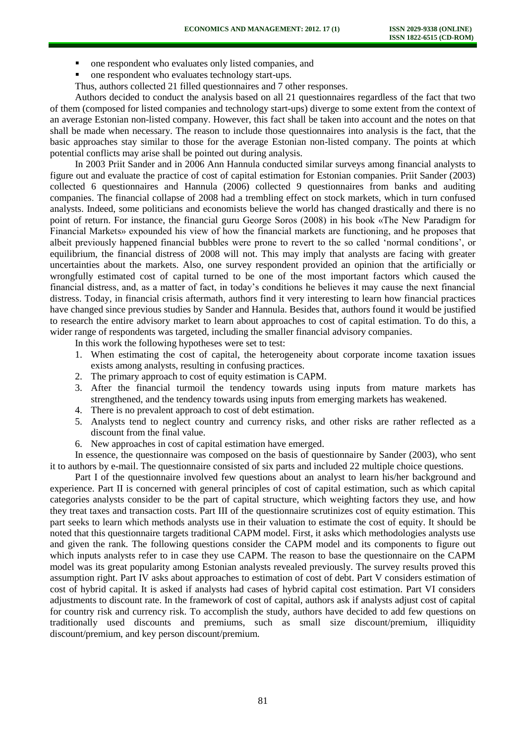- one respondent who evaluates only listed companies, and
- one respondent who evaluates technology start-ups.

Thus, authors collected 21 filled questionnaires and 7 other responses.

Authors decided to conduct the analysis based on all 21 questionnaires regardless of the fact that two of them (composed for listed companies and technology start-ups) diverge to some extent from the context of an average Estonian non-listed company. However, this fact shall be taken into account and the notes on that shall be made when necessary. The reason to include those questionnaires into analysis is the fact, that the basic approaches stay similar to those for the average Estonian non-listed company. The points at which potential conflicts may arise shall be pointed out during analysis.

In 2003 Priit Sander and in 2006 Ann Hannula conducted similar surveys among financial analysts to figure out and evaluate the practice of cost of capital estimation for Estonian companies. Priit Sander (2003) collected 6 questionnaires and Hannula (2006) collected 9 questionnaires from banks and auditing companies. The financial collapse of 2008 had a trembling effect on stock markets, which in turn confused analysts. Indeed, some politicians and economists believe the world has changed drastically and there is no point of return. For instance, the financial guru George Soros (2008) in his book «The New Paradigm for Financial Markets» expounded his view of how the financial markets are functioning, and he proposes that albeit previously happened financial bubbles were prone to revert to the so called 'normal conditions', or equilibrium, the financial distress of 2008 will not. This may imply that analysts are facing with greater uncertainties about the markets. Also, one survey respondent provided an opinion that the artificially or wrongfully estimated cost of capital turned to be one of the most important factors which caused the financial distress, and, as a matter of fact, in today's conditions he believes it may cause the next financial distress. Today, in financial crisis aftermath, authors find it very interesting to learn how financial practices have changed since previous studies by Sander and Hannula. Besides that, authors found it would be justified to research the entire advisory market to learn about approaches to cost of capital estimation. To do this, a wider range of respondents was targeted, including the smaller financial advisory companies.

In this work the following hypotheses were set to test:

1. When estimating the cost of capital, the heterogeneity about corporate income taxation issues exists among analysts, resulting in confusing practices.
2. The primary approach to cost of equity estimation is CAPM.
3. After the financial turmoil the tendency towards using inputs from mature markets has strengthened, and the tendency towards using inputs from emerging markets has weakened.
4. There is no prevalent approach to cost of debt estimation.
5. Analysts tend to neglect country and currency risks, and other risks are rather reflected as a discount from the final value.
6. New approaches in cost of capital estimation have emerged.

In essence, the questionnaire was composed on the basis of questionnaire by Sander (2003), who sent it to authors by e-mail. The questionnaire consisted of six parts and included 22 multiple choice questions.

Part I of the questionnaire involved few questions about an analyst to learn his/her background and experience. Part II is concerned with general principles of cost of capital estimation, such as which capital categories analysts consider to be the part of capital structure, which weighting factors they use, and how they treat taxes and transaction costs. Part III of the questionnaire scrutinizes cost of equity estimation. This part seeks to learn which methods analysts use in their valuation to estimate the cost of equity. It should be noted that this questionnaire targets traditional CAPM model. First, it asks which methodologies analysts use and given the rank. The following questions consider the CAPM model and its components to figure out which inputs analysts refer to in case they use CAPM. The reason to base the questionnaire on the CAPM model was its great popularity among Estonian analysts revealed previously. The survey results proved this assumption right. Part IV asks about approaches to estimation of cost of debt. Part V considers estimation of cost of hybrid capital. It is asked if analysts had cases of hybrid capital cost estimation. Part VI considers adjustments to discount rate. In the framework of cost of capital, authors ask if analysts adjust cost of capital for country risk and currency risk. To accomplish the study, authors have decided to add few questions on traditionally used discounts and premiums, such as small size discount/premium, illiquidity discount/premium, and key person discount/premium.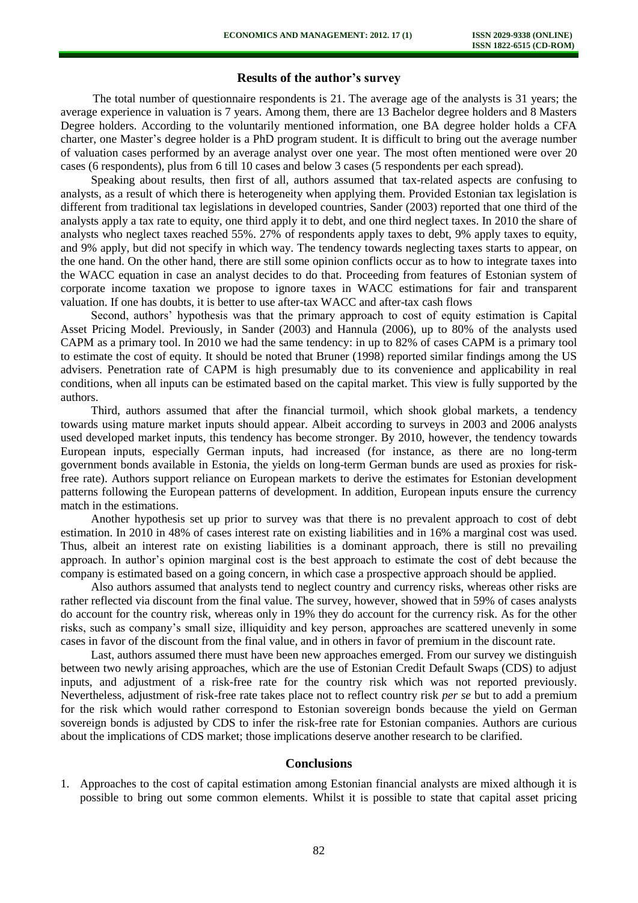## Results of the author's survey

The total number of questionnaire respondents is 21. The average age of the analysts is 31 years; the average experience in valuation is 7 years. Among them, there are 13 Bachelor degree holders and 8 Masters Degree holders. According to the voluntarily mentioned information, one BA degree holder holds a CFA charter, one Master's degree holder is a PhD program student. It is difficult to bring out the average number of valuation cases performed by an average analyst over one year. The most often mentioned were over 20 cases (6 respondents), plus from 6 till 10 cases and below 3 cases (5 respondents per each spread).

Speaking about results, then first of all, authors assumed that tax-related aspects are confusing to analysts, as a result of which there is heterogeneity when applying them. Provided Estonian tax legislation is different from traditional tax legislations in developed countries, Sander (2003) reported that one third of the analysts apply a tax rate to equity, one third apply it to debt, and one third neglect taxes. In 2010 the share of analysts who neglect taxes reached 55%. 27% of respondents apply taxes to debt, 9% apply taxes to equity, and 9% apply, but did not specify in which way. The tendency towards neglecting taxes starts to appear, on the one hand. On the other hand, there are still some opinion conflicts occur as to how to integrate taxes into the WACC equation in case an analyst decides to do that. Proceeding from features of Estonian system of corporate income taxation we propose to ignore taxes in WACC estimations for fair and transparent valuation. If one has doubts, it is better to use after-tax WACC and after-tax cash flows

Second, authors' hypothesis was that the primary approach to cost of equity estimation is Capital Asset Pricing Model. Previously, in Sander (2003) and Hannula (2006), up to 80% of the analysts used CAPM as a primary tool. In 2010 we had the same tendency: in up to 82% of cases CAPM is a primary tool to estimate the cost of equity. It should be noted that Bruner (1998) reported similar findings among the US advisers. Penetration rate of CAPM is high presumably due to its convenience and applicability in real conditions, when all inputs can be estimated based on the capital market. This view is fully supported by the authors.

Third, authors assumed that after the financial turmoil, which shook global markets, a tendency towards using mature market inputs should appear. Albeit according to surveys in 2003 and 2006 analysts used developed market inputs, this tendency has become stronger. By 2010, however, the tendency towards European inputs, especially German inputs, had increased (for instance, as there are no long-term government bonds available in Estonia, the yields on long-term German bunds are used as proxies for risk-free rate). Authors support reliance on European markets to derive the estimates for Estonian development patterns following the European patterns of development. In addition, European inputs ensure the currency match in the estimations.

Another hypothesis set up prior to survey was that there is no prevalent approach to cost of debt estimation. In 2010 in 48% of cases interest rate on existing liabilities and in 16% a marginal cost was used. Thus, albeit an interest rate on existing liabilities is a dominant approach, there is still no prevailing approach. In author's opinion marginal cost is the best approach to estimate the cost of debt because the company is estimated based on a going concern, in which case a prospective approach should be applied.

Also authors assumed that analysts tend to neglect country and currency risks, whereas other risks are rather reflected via discount from the final value. The survey, however, showed that in 59% of cases analysts do account for the country risk, whereas only in 19% they do account for the currency risk. As for the other risks, such as company's small size, illiquidity and key person, approaches are scattered unevenly in some cases in favor of the discount from the final value, and in others in favor of premium in the discount rate.

Last, authors assumed there must have been new approaches emerged. From our survey we distinguish between two newly arising approaches, which are the use of Estonian Credit Default Swaps (CDS) to adjust inputs, and adjustment of a risk-free rate for the country risk which was not reported previously. Nevertheless, adjustment of risk-free rate takes place not to reflect country risk *per se* but to add a premium for the risk which would rather correspond to Estonian sovereign bonds because the yield on German sovereign bonds is adjusted by CDS to infer the risk-free rate for Estonian companies. Authors are curious about the implications of CDS market; those implications deserve another research to be clarified.

## Conclusions

1. Approaches to the cost of capital estimation among Estonian financial analysts are mixed although it is possible to bring out some common elements. Whilst it is possible to state that capital asset pricing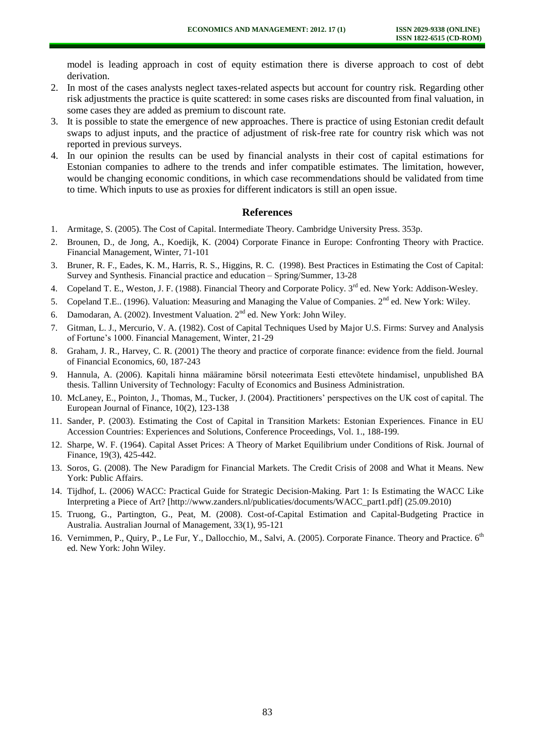model is leading approach in cost of equity estimation there is diverse approach to cost of debt derivation.

2. In most of the cases analysts neglect taxes-related aspects but account for country risk. Regarding other risk adjustments the practice is quite scattered: in some cases risks are discounted from final valuation, in some cases they are added as premium to discount rate.
3. It is possible to state the emergence of new approaches. There is practice of using Estonian credit default swaps to adjust inputs, and the practice of adjustment of risk-free rate for country risk which was not reported in previous surveys.
4. In our opinion the results can be used by financial analysts in their cost of capital estimations for Estonian companies to adhere to the trends and infer compatible estimates. The limitation, however, would be changing economic conditions, in which case recommendations should be validated from time to time. Which inputs to use as proxies for different indicators is still an open issue.

## References

1. Armitage, S. (2005). The Cost of Capital. Intermediate Theory. Cambridge University Press. 353p.
2. Brounen, D., de Jong, A., Koedijk, K. (2004) Corporate Finance in Europe: Confronting Theory with Practice. Financial Management, Winter, 71-101
3. Bruner, R. F., Eades, K. M., Harris, R. S., Higgins, R. C. (1998). Best Practices in Estimating the Cost of Capital: Survey and Synthesis. Financial practice and education – Spring/Summer, 13-28
4. Copeland T. E., Weston, J. F. (1988). Financial Theory and Corporate Policy. 3rd ed. New York: Addison-Wesley.
5. Copeland T.E.. (1996). Valuation: Measuring and Managing the Value of Companies. 2nd ed. New York: Wiley.
6. Damodaran, A. (2002). Investment Valuation. 2nd ed. New York: John Wiley.
7. Gitman, L. J., Mercurio, V. A. (1982). Cost of Capital Techniques Used by Major U.S. Firms: Survey and Analysis of Fortune's 1000. Financial Management, Winter, 21-29
8. Graham, J. R., Harvey, C. R. (2001) The theory and practice of corporate finance: evidence from the field. Journal of Financial Economics, 60, 187-243
9. Hannula, A. (2006). Kapitali hinna määramine börsil noteerimata Eesti ettevõtete hindamisel, unpublished BA thesis. Tallinn University of Technology: Faculty of Economics and Business Administration.
10. McLaney, E., Pointon, J., Thomas, M., Tucker, J. (2004). Practitioners' perspectives on the UK cost of capital. The European Journal of Finance, 10(2), 123-138
11. Sander, P. (2003). Estimating the Cost of Capital in Transition Markets: Estonian Experiences. Finance in EU Accession Countries: Experiences and Solutions, Conference Proceedings, Vol. 1., 188-199.
12. Sharpe, W. F. (1964). Capital Asset Prices: A Theory of Market Equilibrium under Conditions of Risk. Journal of Finance, 19(3), 425-442.
13. Soros, G. (2008). The New Paradigm for Financial Markets. The Credit Crisis of 2008 and What it Means. New York: Public Affairs.
14. Tijdhof, L. (2006) WACC: Practical Guide for Strategic Decision-Making. Part 1: Is Estimating the WACC Like Interpreting a Piece of Art? [http://www.zanders.nl/publicaties/documents/WACC_part1.pdf] (25.09.2010)
15. Truong, G., Partington, G., Peat, M. (2008). Cost-of-Capital Estimation and Capital-Budgeting Practice in Australia. Australian Journal of Management, 33(1), 95-121
16. Vernimmen, P., Quiry, P., Le Fur, Y., Dallocchio, M., Salvi, A. (2005). Corporate Finance. Theory and Practice. 6th ed. New York: John Wiley.